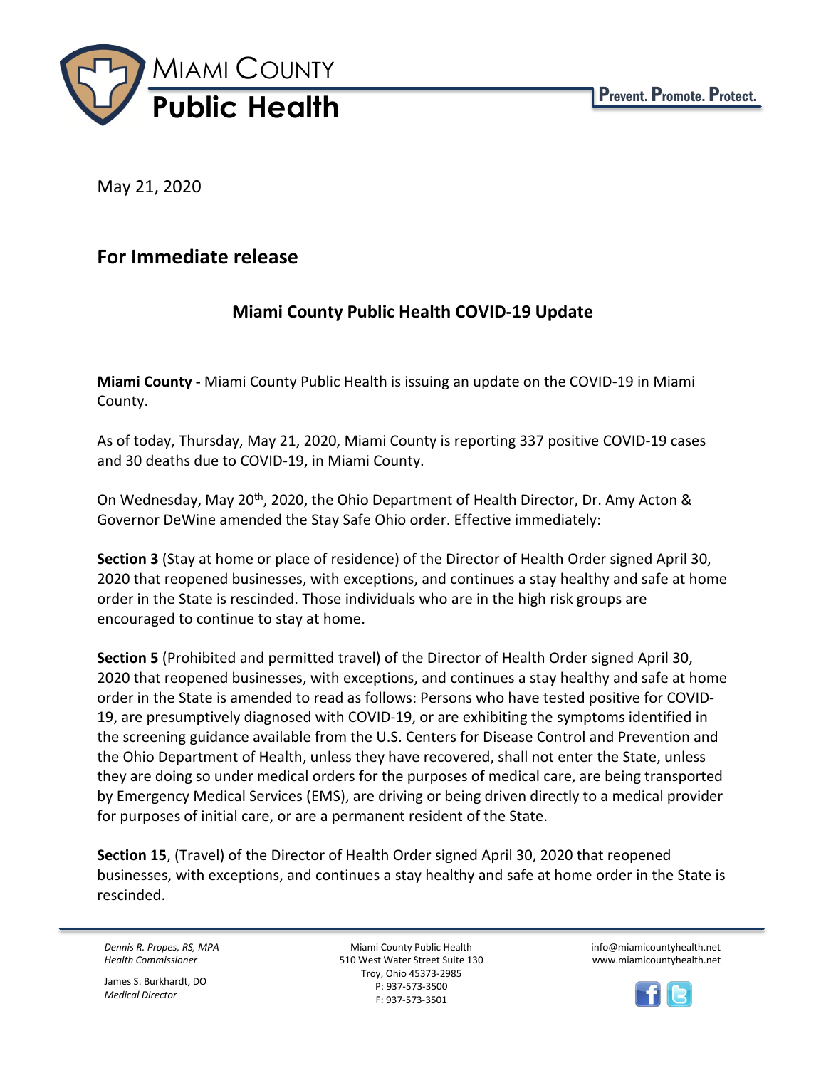# Miami County Public Health

Prevent. Promote. Protect.

May 21, 2020

## For Immediate release

### Miami County Public Health COVID-19 Update

**Miami County -** Miami County Public Health is issuing an update on the COVID-19 in Miami County.

As of today, Thursday, May 21, 2020, Miami County is reporting 337 positive COVID-19 cases and 30 deaths due to COVID-19, in Miami County.

On Wednesday, May 20th, 2020, the Ohio Department of Health Director, Dr. Amy Acton & Governor DeWine amended the Stay Safe Ohio order. Effective immediately:

**Section 3** (Stay at home or place of residence) of the Director of Health Order signed April 30, 2020 that reopened businesses, with exceptions, and continues a stay healthy and safe at home order in the State is rescinded. Those individuals who are in the high risk groups are encouraged to continue to stay at home.

**Section 5** (Prohibited and permitted travel) of the Director of Health Order signed April 30, 2020 that reopened businesses, with exceptions, and continues a stay healthy and safe at home order in the State is amended to read as follows: Persons who have tested positive for COVID-19, are presumptively diagnosed with COVID-19, or are exhibiting the symptoms identified in the screening guidance available from the U.S. Centers for Disease Control and Prevention and the Ohio Department of Health, unless they have recovered, shall not enter the State, unless they are doing so under medical orders for the purposes of medical care, are being transported by Emergency Medical Services (EMS), are driving or being driven directly to a medical provider for purposes of initial care, or are a permanent resident of the State.

**Section 15**, (Travel) of the Director of Health Order signed April 30, 2020 that reopened businesses, with exceptions, and continues a stay healthy and safe at home order in the State is rescinded.

*Dennis R. Propes, RS, MPA*
*Health Commissioner*

James S. Burkhardt, DO
*Medical Director*

Miami County Public Health
510 West Water Street Suite 130
Troy, Ohio 45373-2985
P: 937-573-3500
F: 937-573-3501

info@miamicountyhealth.net
www.miamicountyhealth.net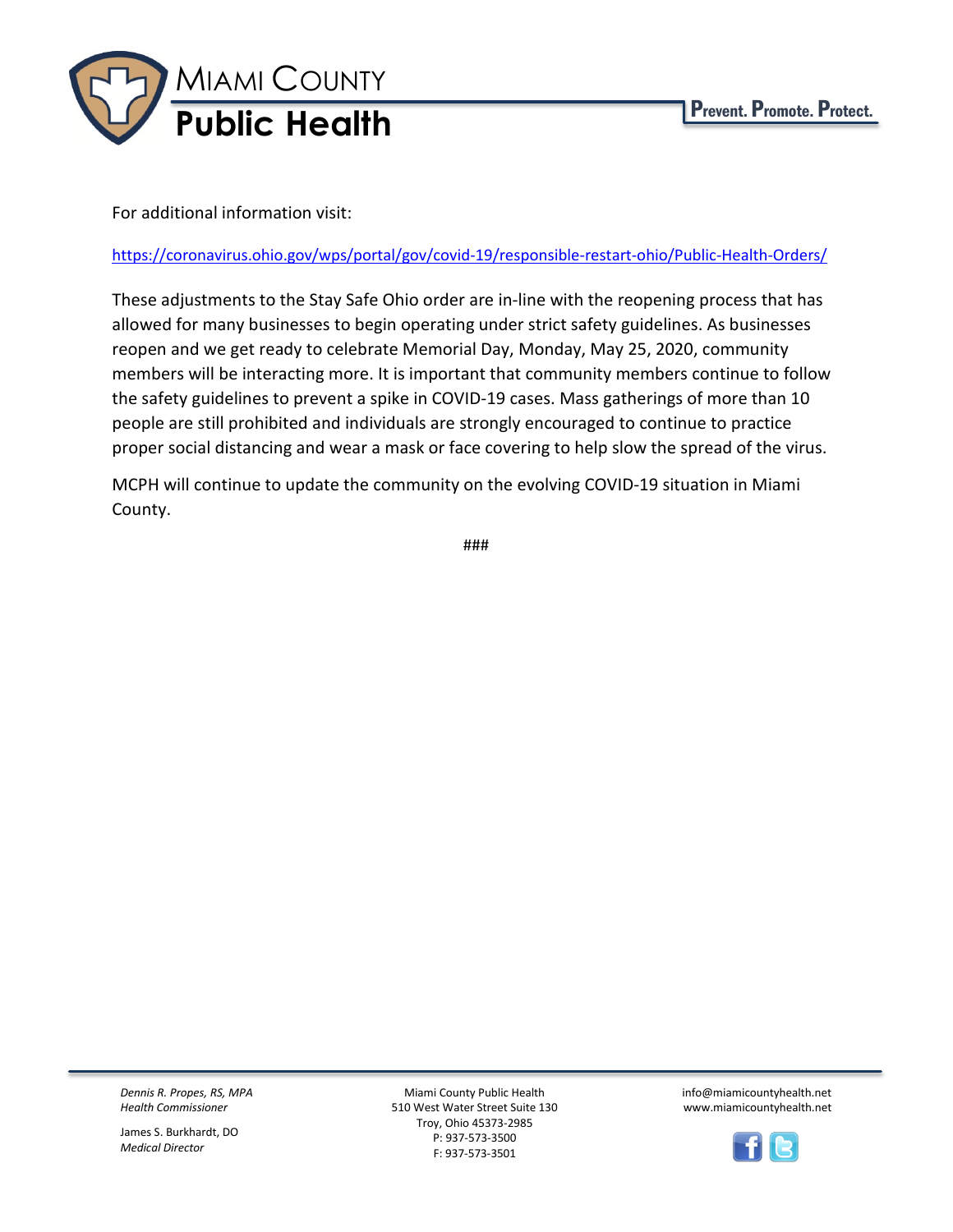For additional information visit:

https://coronavirus.ohio.gov/wps/portal/gov/covid-19/responsible-restart-ohio/Public-Health-Orders/

These adjustments to the Stay Safe Ohio order are in-line with the reopening process that has allowed for many businesses to begin operating under strict safety guidelines. As businesses reopen and we get ready to celebrate Memorial Day, Monday, May 25, 2020, community members will be interacting more. It is important that community members continue to follow the safety guidelines to prevent a spike in COVID-19 cases. Mass gatherings of more than 10 people are still prohibited and individuals are strongly encouraged to continue to practice proper social distancing and wear a mask or face covering to help slow the spread of the virus.

MCPH will continue to update the community on the evolving COVID-19 situation in Miami County.

###